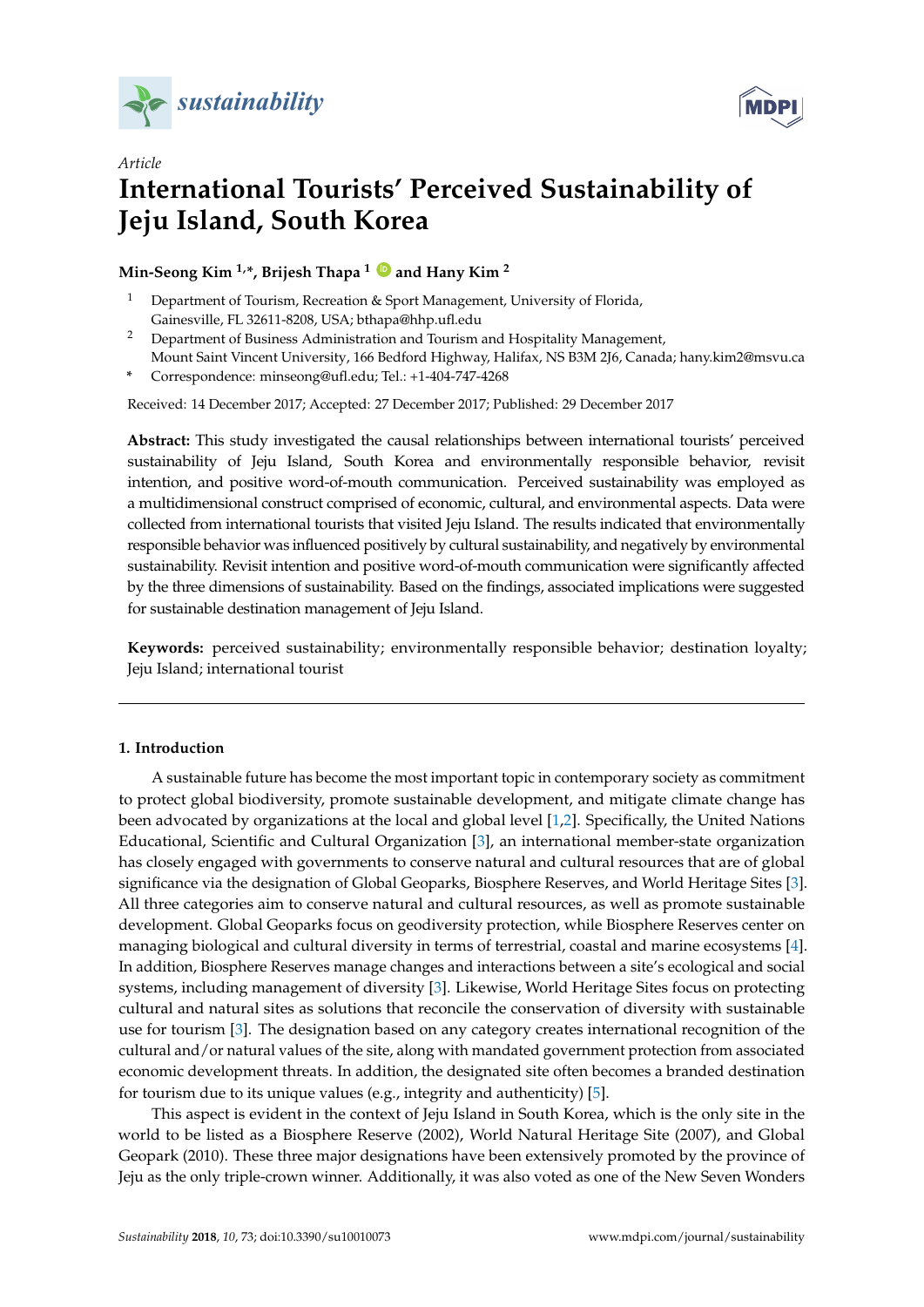*Article*

# International Tourists' Perceived Sustainability of Jeju Island, South Korea

**Min-Seong Kim [1,*], Brijesh Thapa [1] and Hany Kim [2]**

[1] Department of Tourism, Recreation & Sport Management, University of Florida, Gainesville, FL 32611-8208, USA; bthapa@hhp.ufl.edu

[2] Department of Business Administration and Tourism and Hospitality Management, Mount Saint Vincent University, 166 Bedford Highway, Halifax, NS B3M 2J6, Canada; hany.kim2@msvu.ca

\* Correspondence: minseong@ufl.edu; Tel.: +1-404-747-4268

Received: 14 December 2017; Accepted: 27 December 2017; Published: 29 December 2017

**Abstract:** This study investigated the causal relationships between international tourists' perceived sustainability of Jeju Island, South Korea and environmentally responsible behavior, revisit intention, and positive word-of-mouth communication. Perceived sustainability was employed as a multidimensional construct comprised of economic, cultural, and environmental aspects. Data were collected from international tourists that visited Jeju Island. The results indicated that environmentally responsible behavior was influenced positively by cultural sustainability, and negatively by environmental sustainability. Revisit intention and positive word-of-mouth communication were significantly affected by the three dimensions of sustainability. Based on the findings, associated implications were suggested for sustainable destination management of Jeju Island.

**Keywords:** perceived sustainability; environmentally responsible behavior; destination loyalty; Jeju Island; international tourist

## 1. Introduction

A sustainable future has become the most important topic in contemporary society as commitment to protect global biodiversity, promote sustainable development, and mitigate climate change has been advocated by organizations at the local and global level [1,2]. Specifically, the United Nations Educational, Scientific and Cultural Organization [3], an international member-state organization has closely engaged with governments to conserve natural and cultural resources that are of global significance via the designation of Global Geoparks, Biosphere Reserves, and World Heritage Sites [3]. All three categories aim to conserve natural and cultural resources, as well as promote sustainable development. Global Geoparks focus on geodiversity protection, while Biosphere Reserves center on managing biological and cultural diversity in terms of terrestrial, coastal and marine ecosystems [4]. In addition, Biosphere Reserves manage changes and interactions between a site's ecological and social systems, including management of diversity [3]. Likewise, World Heritage Sites focus on protecting cultural and natural sites as solutions that reconcile the conservation of diversity with sustainable use for tourism [3]. The designation based on any category creates international recognition of the cultural and/or natural values of the site, along with mandated government protection from associated economic development threats. In addition, the designated site often becomes a branded destination for tourism due to its unique values (e.g., integrity and authenticity) [5].

This aspect is evident in the context of Jeju Island in South Korea, which is the only site in the world to be listed as a Biosphere Reserve (2002), World Natural Heritage Site (2007), and Global Geopark (2010). These three major designations have been extensively promoted by the province of Jeju as the only triple-crown winner. Additionally, it was also voted as one of the New Seven Wonders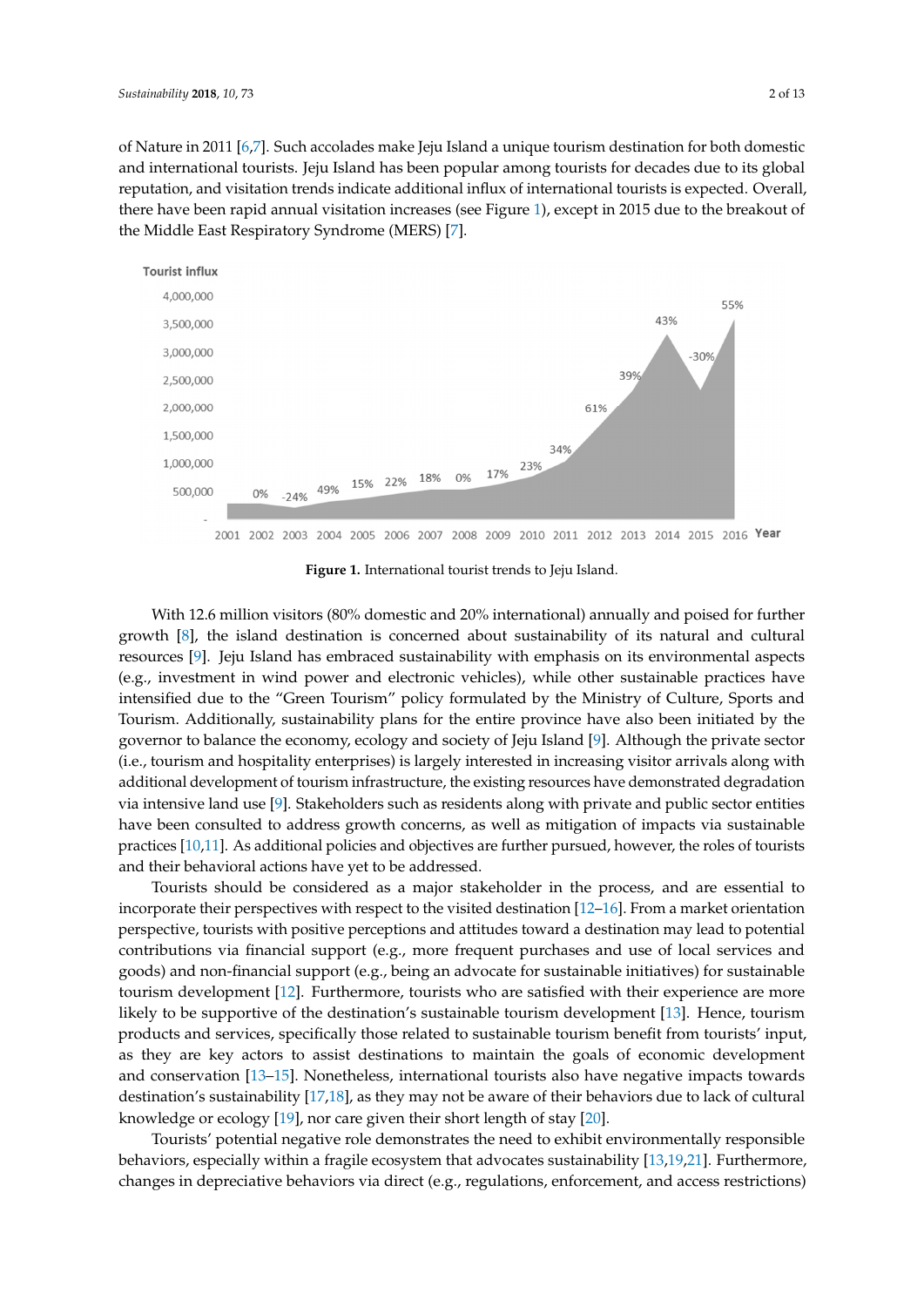of Nature in 2011 [6,7]. Such accolades make Jeju Island a unique tourism destination for both domestic and international tourists. Jeju Island has been popular among tourists for decades due to its global reputation, and visitation trends indicate additional influx of international tourists is expected. Overall, there have been rapid annual visitation increases (see Figure 1), except in 2015 due to the breakout of the Middle East Respiratory Syndrome (MERS) [7].

**Figure 1.** International tourist trends to Jeju Island.

With 12.6 million visitors (80% domestic and 20% international) annually and poised for further growth [8], the island destination is concerned about sustainability of its natural and cultural resources [9]. Jeju Island has embraced sustainability with emphasis on its environmental aspects (e.g., investment in wind power and electronic vehicles), while other sustainable practices have intensified due to the "Green Tourism" policy formulated by the Ministry of Culture, Sports and Tourism. Additionally, sustainability plans for the entire province have also been initiated by the governor to balance the economy, ecology and society of Jeju Island [9]. Although the private sector (i.e., tourism and hospitality enterprises) is largely interested in increasing visitor arrivals along with additional development of tourism infrastructure, the existing resources have demonstrated degradation via intensive land use [9]. Stakeholders such as residents along with private and public sector entities have been consulted to address growth concerns, as well as mitigation of impacts via sustainable practices [10,11]. As additional policies and objectives are further pursued, however, the roles of tourists and their behavioral actions have yet to be addressed.

Tourists should be considered as a major stakeholder in the process, and are essential to incorporate their perspectives with respect to the visited destination [12–16]. From a market orientation perspective, tourists with positive perceptions and attitudes toward a destination may lead to potential contributions via financial support (e.g., more frequent purchases and use of local services and goods) and non-financial support (e.g., being an advocate for sustainable initiatives) for sustainable tourism development [12]. Furthermore, tourists who are satisfied with their experience are more likely to be supportive of the destination's sustainable tourism development [13]. Hence, tourism products and services, specifically those related to sustainable tourism benefit from tourists' input, as they are key actors to assist destinations to maintain the goals of economic development and conservation [13–15]. Nonetheless, international tourists also have negative impacts towards destination's sustainability [17,18], as they may not be aware of their behaviors due to lack of cultural knowledge or ecology [19], nor care given their short length of stay [20].

Tourists' potential negative role demonstrates the need to exhibit environmentally responsible behaviors, especially within a fragile ecosystem that advocates sustainability [13,19,21]. Furthermore, changes in depreciative behaviors via direct (e.g., regulations, enforcement, and access restrictions)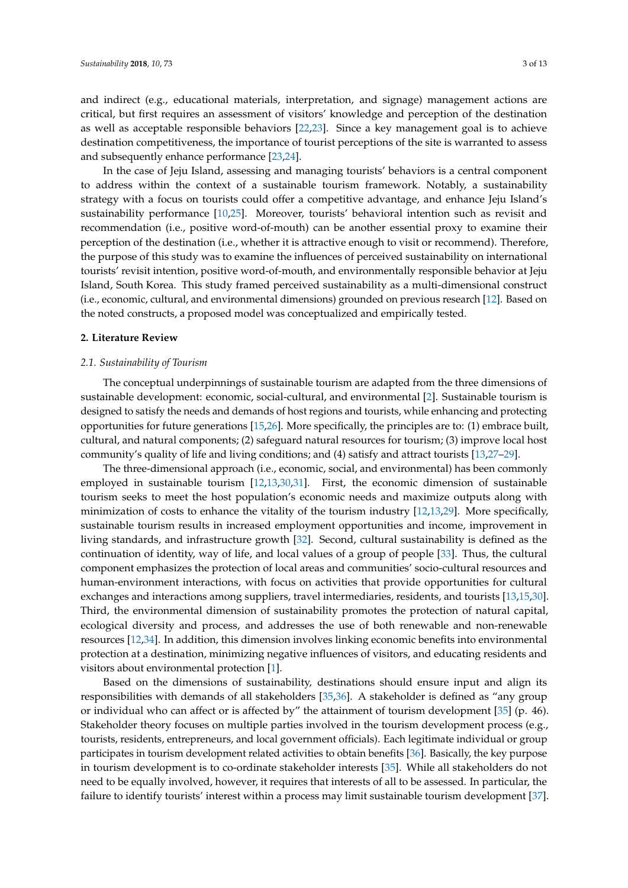and indirect (e.g., educational materials, interpretation, and signage) management actions are critical, but first requires an assessment of visitors' knowledge and perception of the destination as well as acceptable responsible behaviors [22,23]. Since a key management goal is to achieve destination competitiveness, the importance of tourist perceptions of the site is warranted to assess and subsequently enhance performance [23,24].

In the case of Jeju Island, assessing and managing tourists' behaviors is a central component to address within the context of a sustainable tourism framework. Notably, a sustainability strategy with a focus on tourists could offer a competitive advantage, and enhance Jeju Island's sustainability performance [10,25]. Moreover, tourists' behavioral intention such as revisit and recommendation (i.e., positive word-of-mouth) can be another essential proxy to examine their perception of the destination (i.e., whether it is attractive enough to visit or recommend). Therefore, the purpose of this study was to examine the influences of perceived sustainability on international tourists' revisit intention, positive word-of-mouth, and environmentally responsible behavior at Jeju Island, South Korea. This study framed perceived sustainability as a multi-dimensional construct (i.e., economic, cultural, and environmental dimensions) grounded on previous research [12]. Based on the noted constructs, a proposed model was conceptualized and empirically tested.

## 2. Literature Review

### *2.1. Sustainability of Tourism*

The conceptual underpinnings of sustainable tourism are adapted from the three dimensions of sustainable development: economic, social-cultural, and environmental [2]. Sustainable tourism is designed to satisfy the needs and demands of host regions and tourists, while enhancing and protecting opportunities for future generations [15,26]. More specifically, the principles are to: (1) embrace built, cultural, and natural components; (2) safeguard natural resources for tourism; (3) improve local host community's quality of life and living conditions; and (4) satisfy and attract tourists [13,27–29].

The three-dimensional approach (i.e., economic, social, and environmental) has been commonly employed in sustainable tourism [12,13,30,31]. First, the economic dimension of sustainable tourism seeks to meet the host population's economic needs and maximize outputs along with minimization of costs to enhance the vitality of the tourism industry [12,13,29]. More specifically, sustainable tourism results in increased employment opportunities and income, improvement in living standards, and infrastructure growth [32]. Second, cultural sustainability is defined as the continuation of identity, way of life, and local values of a group of people [33]. Thus, the cultural component emphasizes the protection of local areas and communities' socio-cultural resources and human-environment interactions, with focus on activities that provide opportunities for cultural exchanges and interactions among suppliers, travel intermediaries, residents, and tourists [13,15,30]. Third, the environmental dimension of sustainability promotes the protection of natural capital, ecological diversity and process, and addresses the use of both renewable and non-renewable resources [12,34]. In addition, this dimension involves linking economic benefits into environmental protection at a destination, minimizing negative influences of visitors, and educating residents and visitors about environmental protection [1].

Based on the dimensions of sustainability, destinations should ensure input and align its responsibilities with demands of all stakeholders [35,36]. A stakeholder is defined as "any group or individual who can affect or is affected by" the attainment of tourism development [35] (p. 46). Stakeholder theory focuses on multiple parties involved in the tourism development process (e.g., tourists, residents, entrepreneurs, and local government officials). Each legitimate individual or group participates in tourism development related activities to obtain benefits [36]. Basically, the key purpose in tourism development is to co-ordinate stakeholder interests [35]. While all stakeholders do not need to be equally involved, however, it requires that interests of all to be assessed. In particular, the failure to identify tourists' interest within a process may limit sustainable tourism development [37].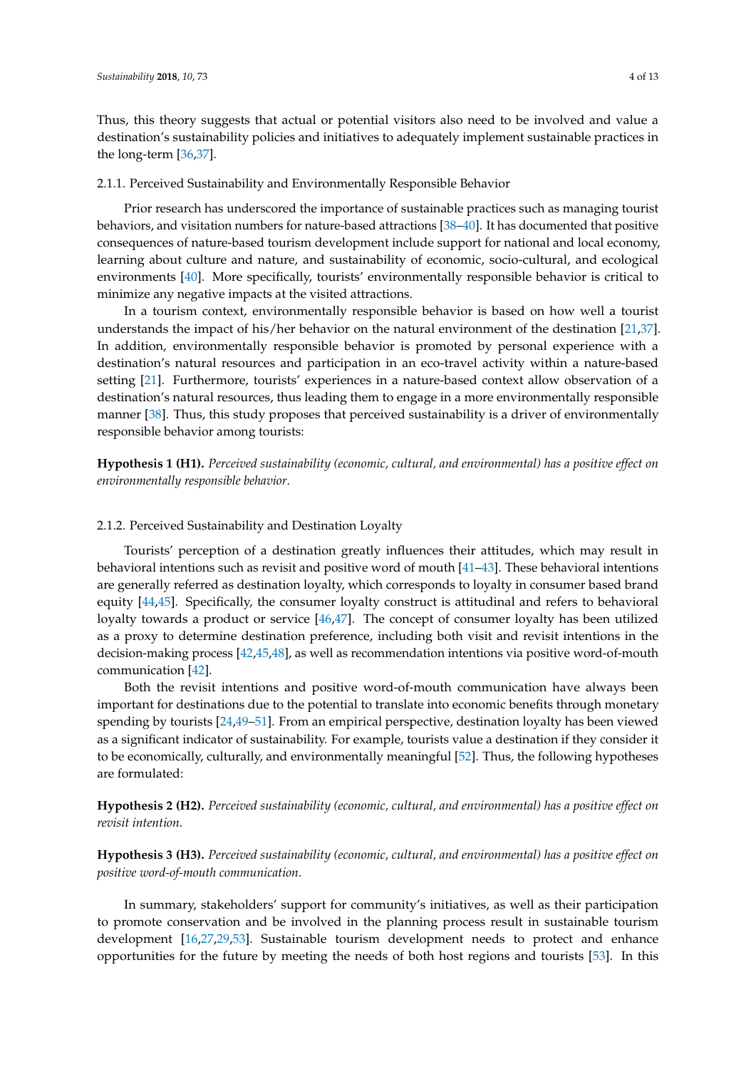Thus, this theory suggests that actual or potential visitors also need to be involved and value a destination's sustainability policies and initiatives to adequately implement sustainable practices in the long-term [36,37].

#### 2.1.1. Perceived Sustainability and Environmentally Responsible Behavior

Prior research has underscored the importance of sustainable practices such as managing tourist behaviors, and visitation numbers for nature-based attractions [38–40]. It has documented that positive consequences of nature-based tourism development include support for national and local economy, learning about culture and nature, and sustainability of economic, socio-cultural, and ecological environments [40]. More specifically, tourists' environmentally responsible behavior is critical to minimize any negative impacts at the visited attractions.

In a tourism context, environmentally responsible behavior is based on how well a tourist understands the impact of his/her behavior on the natural environment of the destination [21,37]. In addition, environmentally responsible behavior is promoted by personal experience with a destination's natural resources and participation in an eco-travel activity within a nature-based setting [21]. Furthermore, tourists' experiences in a nature-based context allow observation of a destination's natural resources, thus leading them to engage in a more environmentally responsible manner [38]. Thus, this study proposes that perceived sustainability is a driver of environmentally responsible behavior among tourists:

**Hypothesis 1 (H1).** *Perceived sustainability (economic, cultural, and environmental) has a positive effect on environmentally responsible behavior.*

#### 2.1.2. Perceived Sustainability and Destination Loyalty

Tourists' perception of a destination greatly influences their attitudes, which may result in behavioral intentions such as revisit and positive word of mouth [41–43]. These behavioral intentions are generally referred as destination loyalty, which corresponds to loyalty in consumer based brand equity [44,45]. Specifically, the consumer loyalty construct is attitudinal and refers to behavioral loyalty towards a product or service [46,47]. The concept of consumer loyalty has been utilized as a proxy to determine destination preference, including both visit and revisit intentions in the decision-making process [42,45,48], as well as recommendation intentions via positive word-of-mouth communication [42].

Both the revisit intentions and positive word-of-mouth communication have always been important for destinations due to the potential to translate into economic benefits through monetary spending by tourists [24,49–51]. From an empirical perspective, destination loyalty has been viewed as a significant indicator of sustainability. For example, tourists value a destination if they consider it to be economically, culturally, and environmentally meaningful [52]. Thus, the following hypotheses are formulated:

**Hypothesis 2 (H2).** *Perceived sustainability (economic, cultural, and environmental) has a positive effect on revisit intention.*

**Hypothesis 3 (H3).** *Perceived sustainability (economic, cultural, and environmental) has a positive effect on positive word-of-mouth communication.*

In summary, stakeholders' support for community's initiatives, as well as their participation to promote conservation and be involved in the planning process result in sustainable tourism development [16,27,29,53]. Sustainable tourism development needs to protect and enhance opportunities for the future by meeting the needs of both host regions and tourists [53]. In this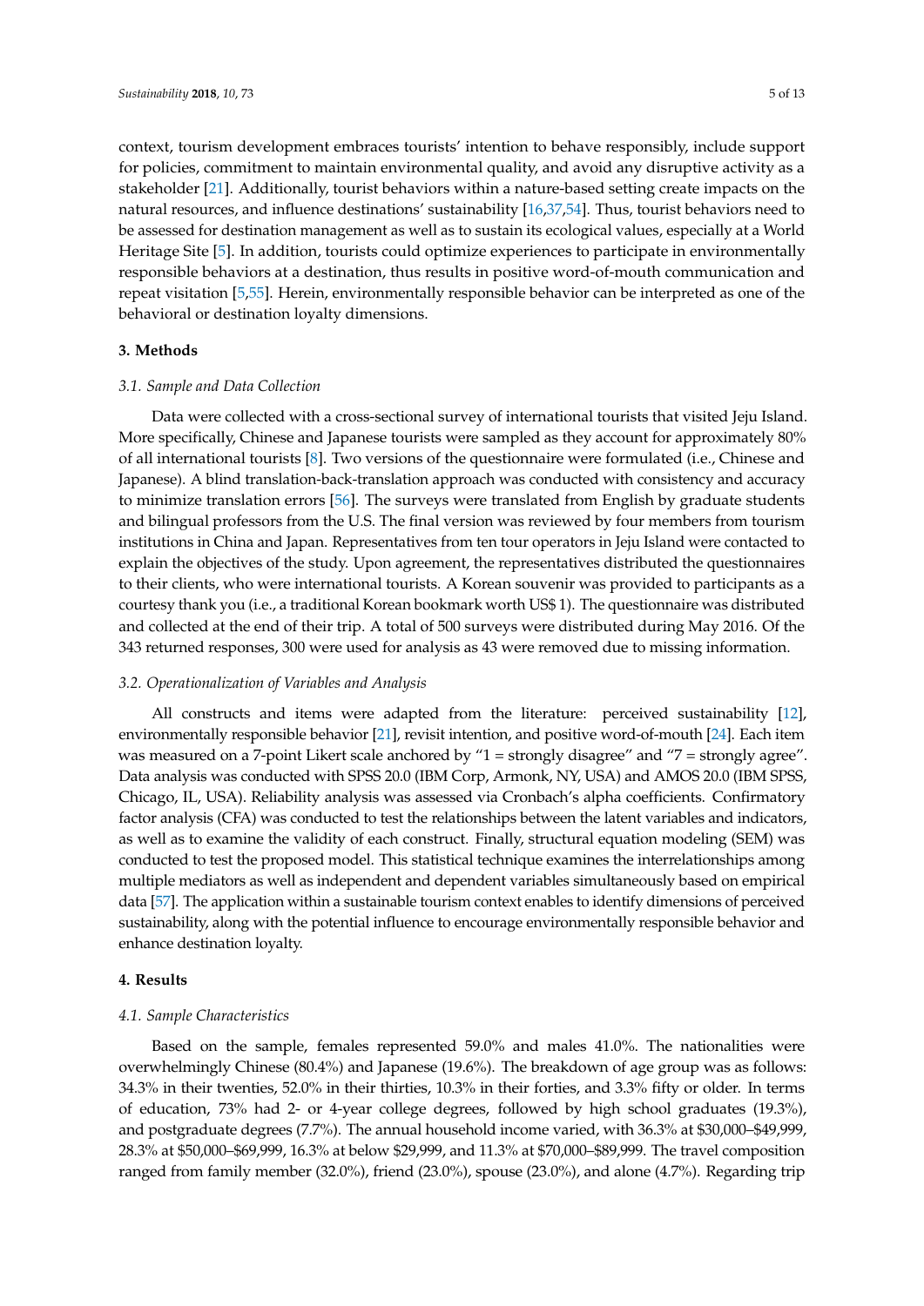context, tourism development embraces tourists' intention to behave responsibly, include support for policies, commitment to maintain environmental quality, and avoid any disruptive activity as a stakeholder [21]. Additionally, tourist behaviors within a nature-based setting create impacts on the natural resources, and influence destinations' sustainability [16,37,54]. Thus, tourist behaviors need to be assessed for destination management as well as to sustain its ecological values, especially at a World Heritage Site [5]. In addition, tourists could optimize experiences to participate in environmentally responsible behaviors at a destination, thus results in positive word-of-mouth communication and repeat visitation [5,55]. Herein, environmentally responsible behavior can be interpreted as one of the behavioral or destination loyalty dimensions.

## 3. Methods

### *3.1. Sample and Data Collection*

Data were collected with a cross-sectional survey of international tourists that visited Jeju Island. More specifically, Chinese and Japanese tourists were sampled as they account for approximately 80% of all international tourists [8]. Two versions of the questionnaire were formulated (i.e., Chinese and Japanese). A blind translation-back-translation approach was conducted with consistency and accuracy to minimize translation errors [56]. The surveys were translated from English by graduate students and bilingual professors from the U.S. The final version was reviewed by four members from tourism institutions in China and Japan. Representatives from ten tour operators in Jeju Island were contacted to explain the objectives of the study. Upon agreement, the representatives distributed the questionnaires to their clients, who were international tourists. A Korean souvenir was provided to participants as a courtesy thank you (i.e., a traditional Korean bookmark worth US$ 1). The questionnaire was distributed and collected at the end of their trip. A total of 500 surveys were distributed during May 2016. Of the 343 returned responses, 300 were used for analysis as 43 were removed due to missing information.

### *3.2. Operationalization of Variables and Analysis*

All constructs and items were adapted from the literature: perceived sustainability [12], environmentally responsible behavior [21], revisit intention, and positive word-of-mouth [24]. Each item was measured on a 7-point Likert scale anchored by "1 = strongly disagree" and "7 = strongly agree". Data analysis was conducted with SPSS 20.0 (IBM Corp, Armonk, NY, USA) and AMOS 20.0 (IBM SPSS, Chicago, IL, USA). Reliability analysis was assessed via Cronbach's alpha coefficients. Confirmatory factor analysis (CFA) was conducted to test the relationships between the latent variables and indicators, as well as to examine the validity of each construct. Finally, structural equation modeling (SEM) was conducted to test the proposed model. This statistical technique examines the interrelationships among multiple mediators as well as independent and dependent variables simultaneously based on empirical data [57]. The application within a sustainable tourism context enables to identify dimensions of perceived sustainability, along with the potential influence to encourage environmentally responsible behavior and enhance destination loyalty.

## 4. Results

### *4.1. Sample Characteristics*

Based on the sample, females represented 59.0% and males 41.0%. The nationalities were overwhelmingly Chinese (80.4%) and Japanese (19.6%). The breakdown of age group was as follows: 34.3% in their twenties, 52.0% in their thirties, 10.3% in their forties, and 3.3% fifty or older. In terms of education, 73% had 2- or 4-year college degrees, followed by high school graduates (19.3%), and postgraduate degrees (7.7%). The annual household income varied, with 36.3% at $30,000–$49,999, 28.3% at $50,000–$69,999, 16.3% at below $29,999, and 11.3% at $70,000–$89,999. The travel composition ranged from family member (32.0%), friend (23.0%), spouse (23.0%), and alone (4.7%). Regarding trip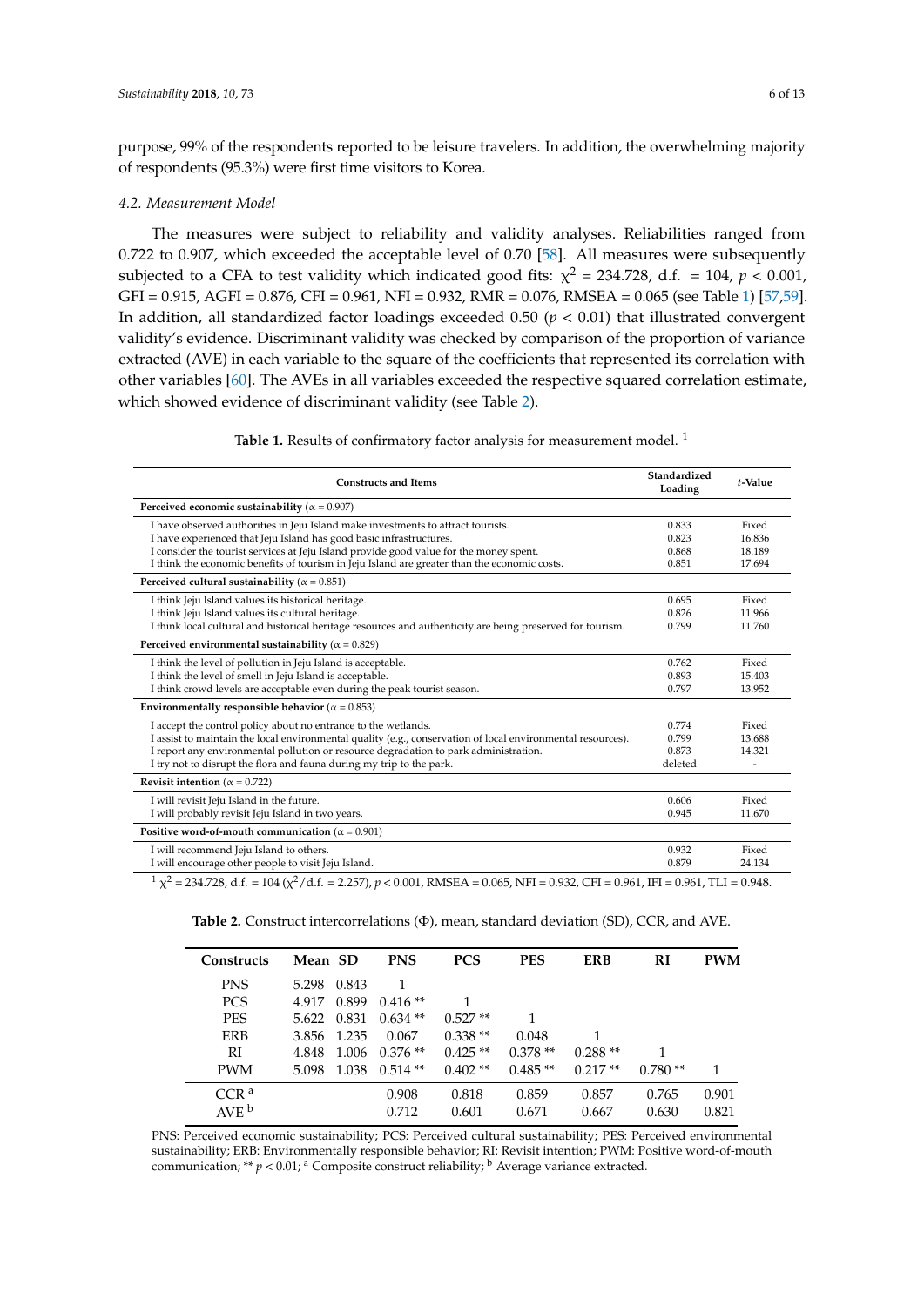purpose, 99% of the respondents reported to be leisure travelers. In addition, the overwhelming majority of respondents (95.3%) were first time visitors to Korea.

### 4.2. Measurement Model

The measures were subject to reliability and validity analyses. Reliabilities ranged from 0.722 to 0.907, which exceeded the acceptable level of 0.70 [58]. All measures were subsequently subjected to a CFA to test validity which indicated good fits: $\chi^2$ = 234.728, d.f. = 104, $p < 0.001$, GFI = 0.915, AGFI = 0.876, CFI = 0.961, NFI = 0.932, RMR = 0.076, RMSEA = 0.065 (see Table 1) [57,59]. In addition, all standardized factor loadings exceeded 0.50 ($p < 0.01$) that illustrated convergent validity's evidence. Discriminant validity was checked by comparison of the proportion of variance extracted (AVE) in each variable to the square of the coefficients that represented its correlation with other variables [60]. The AVEs in all variables exceeded the respective squared correlation estimate, which showed evidence of discriminant validity (see Table 2).

**Table 1.** Results of confirmatory factor analysis for measurement model. [1]

| Constructs and Items | Standardized Loading | *t*-Value |
|---|---|---|
| **Perceived economic sustainability** ($\alpha$ = 0.907) | | |
| I have observed authorities in Jeju Island make investments to attract tourists. | 0.833 | Fixed |
| I have experienced that Jeju Island has good basic infrastructures. | 0.823 | 16.836 |
| I consider the tourist services at Jeju Island provide good value for the money spent. | 0.868 | 18.189 |
| I think the economic benefits of tourism in Jeju Island are greater than the economic costs. | 0.851 | 17.694 |
| **Perceived cultural sustainability** ($\alpha$ = 0.851) | | |
| I think Jeju Island values its historical heritage. | 0.695 | Fixed |
| I think Jeju Island values its cultural heritage. | 0.826 | 11.966 |
| I think local cultural and historical heritage resources and authenticity are being preserved for tourism. | 0.799 | 11.760 |
| **Perceived environmental sustainability** ($\alpha$ = 0.829) | | |
| I think the level of pollution in Jeju Island is acceptable. | 0.762 | Fixed |
| I think the level of smell in Jeju Island is acceptable. | 0.893 | 15.403 |
| I think crowd levels are acceptable even during the peak tourist season. | 0.797 | 13.952 |
| **Environmentally responsible behavior** ($\alpha$ = 0.853) | | |
| I accept the control policy about no entrance to the wetlands. | 0.774 | Fixed |
| I assist to maintain the local environmental quality (e.g., conservation of local environmental resources). | 0.799 | 13.688 |
| I report any environmental pollution or resource degradation to park administration. | 0.873 | 14.321 |
| I try not to disrupt the flora and fauna during my trip to the park. | deleted | - |
| **Revisit intention** ($\alpha$ = 0.722) | | |
| I will revisit Jeju Island in the future. | 0.606 | Fixed |
| I will probably revisit Jeju Island in two years. | 0.945 | 11.670 |
| **Positive word-of-mouth communication** ($\alpha$ = 0.901) | | |
| I will recommend Jeju Island to others. | 0.932 | Fixed |
| I will encourage other people to visit Jeju Island. | 0.879 | 24.134 |

[1] $\chi^2$ = 234.728, d.f. = 104 ($\chi^2$/d.f. = 2.257), $p < 0.001$, RMSEA = 0.065, NFI = 0.932, CFI = 0.961, IFI = 0.961, TLI = 0.948.

**Table 2.** Construct intercorrelations ($\Phi$), mean, standard deviation (SD), CCR, and AVE.

| Constructs | Mean | SD | PNS | PCS | PES | ERB | RI | PWM |
|---|---|---|---|---|---|---|---|---|
| PNS | 5.298 | 0.843 | 1 | | | | | |
| PCS | 4.917 | 0.899 | 0.416 ** | 1 | | | | |
| PES | 5.622 | 0.831 | 0.634 ** | 0.527 ** | 1 | | | |
| ERB | 3.856 | 1.235 | 0.067 | 0.338 ** | 0.048 | 1 | | |
| RI | 4.848 | 1.006 | 0.376 ** | 0.425 ** | 0.378 ** | 0.288 ** | 1 | |
| PWM | 5.098 | 1.038 | 0.514 ** | 0.402 ** | 0.485 ** | 0.217 ** | 0.780 ** | 1 |
| CCR [a] | | | 0.908 | 0.818 | 0.859 | 0.857 | 0.765 | 0.901 |
| AVE [b] | | | 0.712 | 0.601 | 0.671 | 0.667 | 0.630 | 0.821 |

PNS: Perceived economic sustainability; PCS: Perceived cultural sustainability; PES: Perceived environmental sustainability; ERB: Environmentally responsible behavior; RI: Revisit intention; PWM: Positive word-of-mouth communication; ** $p < 0.01$; [a] Composite construct reliability; [b] Average variance extracted.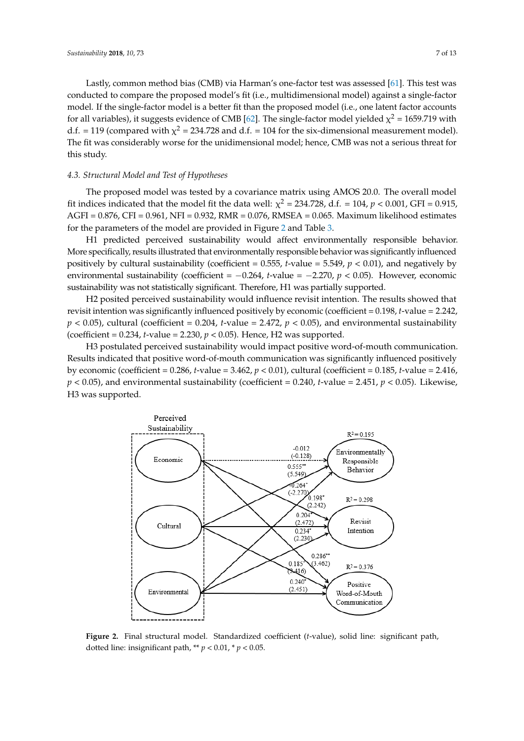Lastly, common method bias (CMB) via Harman's one-factor test was assessed [61]. This test was conducted to compare the proposed model's fit (i.e., multidimensional model) against a single-factor model. If the single-factor model is a better fit than the proposed model (i.e., one latent factor accounts for all variables), it suggests evidence of CMB [62]. The single-factor model yielded $\chi^2 = 1659.719$ with d.f. = 119 (compared with $\chi^2 = 234.728$ and d.f. = 104 for the six-dimensional measurement model). The fit was considerably worse for the unidimensional model; hence, CMB was not a serious threat for this study.

### 4.3. Structural Model and Test of Hypotheses

The proposed model was tested by a covariance matrix using AMOS 20.0. The overall model fit indices indicated that the model fit the data well: $\chi^2 = 234.728$, d.f. = 104, $p < 0.001$, GFI = 0.915, AGFI = 0.876, CFI = 0.961, NFI = 0.932, RMR = 0.076, RMSEA = 0.065. Maximum likelihood estimates for the parameters of the model are provided in Figure 2 and Table 3.

H1 predicted perceived sustainability would affect environmentally responsible behavior. More specifically, results illustrated that environmentally responsible behavior was significantly influenced positively by cultural sustainability (coefficient = 0.555, $t$-value = 5.549, $p < 0.01$), and negatively by environmental sustainability (coefficient = −0.264, $t$-value = −2.270, $p < 0.05$). However, economic sustainability was not statistically significant. Therefore, H1 was partially supported.

H2 posited perceived sustainability would influence revisit intention. The results showed that revisit intention was significantly influenced positively by economic (coefficient = 0.198, $t$-value = 2.242, $p < 0.05$), cultural (coefficient = 0.204, $t$-value = 2.472, $p < 0.05$), and environmental sustainability (coefficient = 0.234, $t$-value = 2.230, $p < 0.05$). Hence, H2 was supported.

H3 postulated perceived sustainability would impact positive word-of-mouth communication. Results indicated that positive word-of-mouth communication was significantly influenced positively by economic (coefficient = 0.286, $t$-value = 3.462, $p < 0.01$), cultural (coefficient = 0.185, $t$-value = 2.416, $p < 0.05$), and environmental sustainability (coefficient = 0.240, $t$-value = 2.451, $p < 0.05$). Likewise, H3 was supported.

**Figure 2.** Final structural model. Standardized coefficient ($t$-value), solid line: significant path, dotted line: insignificant path, ** $p < 0.01$, * $p < 0.05$.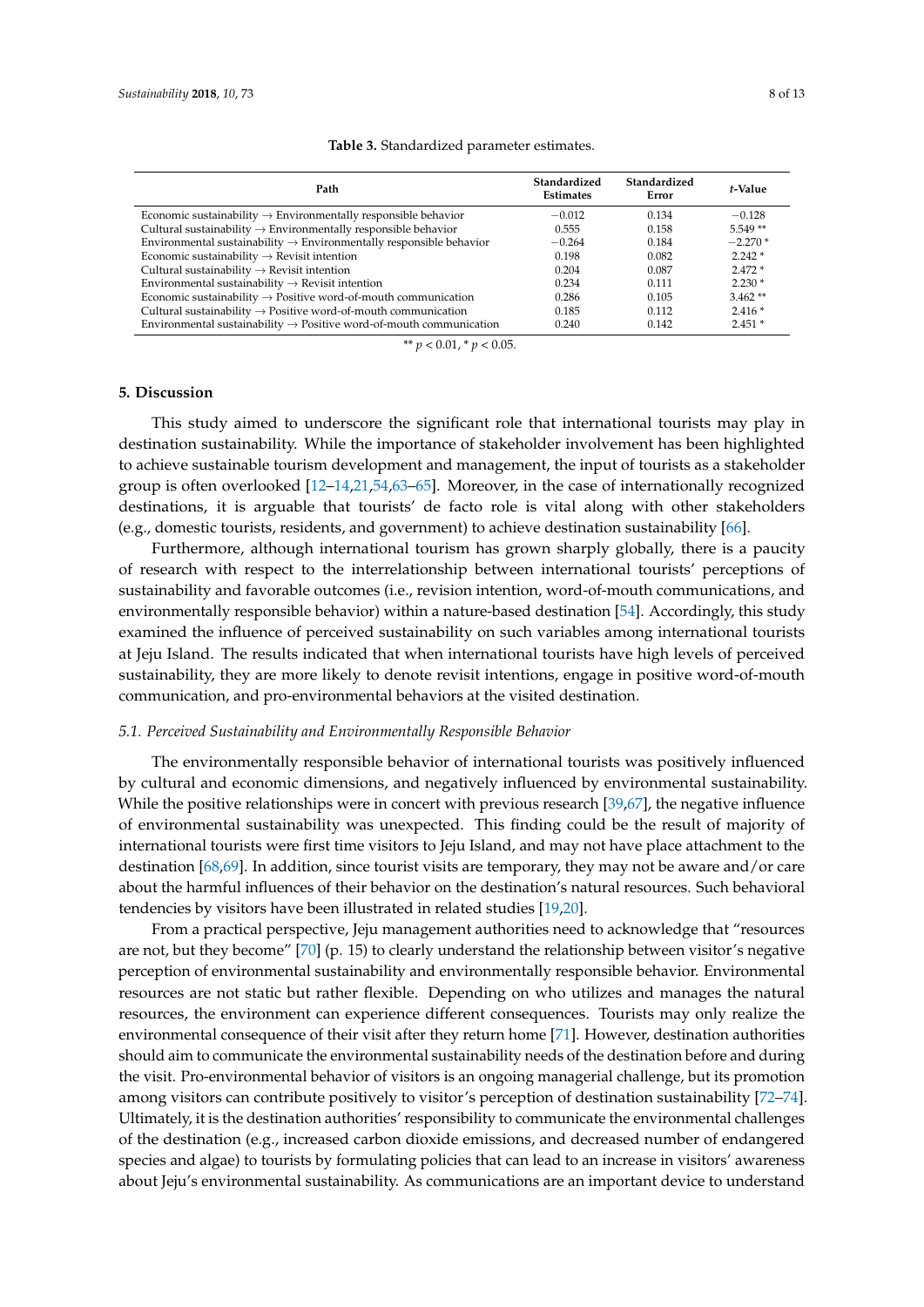**Table 3.** Standardized parameter estimates.

| Path | Standardized Estimates | Standardized Error | *t*-Value |
|---|---|---|---|
| Economic sustainability → Environmentally responsible behavior | −0.012 | 0.134 | −0.128 |
| Cultural sustainability → Environmentally responsible behavior | 0.555 | 0.158 | 5.549 ** |
| Environmental sustainability → Environmentally responsible behavior | −0.264 | 0.184 | −2.270 * |
| Economic sustainability → Revisit intention | 0.198 | 0.082 | 2.242 * |
| Cultural sustainability → Revisit intention | 0.204 | 0.087 | 2.472 * |
| Environmental sustainability → Revisit intention | 0.234 | 0.111 | 2.230 * |
| Economic sustainability → Positive word-of-mouth communication | 0.286 | 0.105 | 3.462 ** |
| Cultural sustainability → Positive word-of-mouth communication | 0.185 | 0.112 | 2.416 * |
| Environmental sustainability → Positive word-of-mouth communication | 0.240 | 0.142 | 2.451 * |

** $p < 0.01$, * $p < 0.05$.

## 5. Discussion

This study aimed to underscore the significant role that international tourists may play in destination sustainability. While the importance of stakeholder involvement has been highlighted to achieve sustainable tourism development and management, the input of tourists as a stakeholder group is often overlooked [12–14,21,54,63–65]. Moreover, in the case of internationally recognized destinations, it is arguable that tourists' de facto role is vital along with other stakeholders (e.g., domestic tourists, residents, and government) to achieve destination sustainability [66].

Furthermore, although international tourism has grown sharply globally, there is a paucity of research with respect to the interrelationship between international tourists' perceptions of sustainability and favorable outcomes (i.e., revision intention, word-of-mouth communications, and environmentally responsible behavior) within a nature-based destination [54]. Accordingly, this study examined the influence of perceived sustainability on such variables among international tourists at Jeju Island. The results indicated that when international tourists have high levels of perceived sustainability, they are more likely to denote revisit intentions, engage in positive word-of-mouth communication, and pro-environmental behaviors at the visited destination.

### *5.1. Perceived Sustainability and Environmentally Responsible Behavior*

The environmentally responsible behavior of international tourists was positively influenced by cultural and economic dimensions, and negatively influenced by environmental sustainability. While the positive relationships were in concert with previous research [39,67], the negative influence of environmental sustainability was unexpected. This finding could be the result of majority of international tourists were first time visitors to Jeju Island, and may not have place attachment to the destination [68,69]. In addition, since tourist visits are temporary, they may not be aware and/or care about the harmful influences of their behavior on the destination's natural resources. Such behavioral tendencies by visitors have been illustrated in related studies [19,20].

From a practical perspective, Jeju management authorities need to acknowledge that "resources are not, but they become" [70] (p. 15) to clearly understand the relationship between visitor's negative perception of environmental sustainability and environmentally responsible behavior. Environmental resources are not static but rather flexible. Depending on who utilizes and manages the natural resources, the environment can experience different consequences. Tourists may only realize the environmental consequence of their visit after they return home [71]. However, destination authorities should aim to communicate the environmental sustainability needs of the destination before and during the visit. Pro-environmental behavior of visitors is an ongoing managerial challenge, but its promotion among visitors can contribute positively to visitor's perception of destination sustainability [72–74]. Ultimately, it is the destination authorities' responsibility to communicate the environmental challenges of the destination (e.g., increased carbon dioxide emissions, and decreased number of endangered species and algae) to tourists by formulating policies that can lead to an increase in visitors' awareness about Jeju's environmental sustainability. As communications are an important device to understand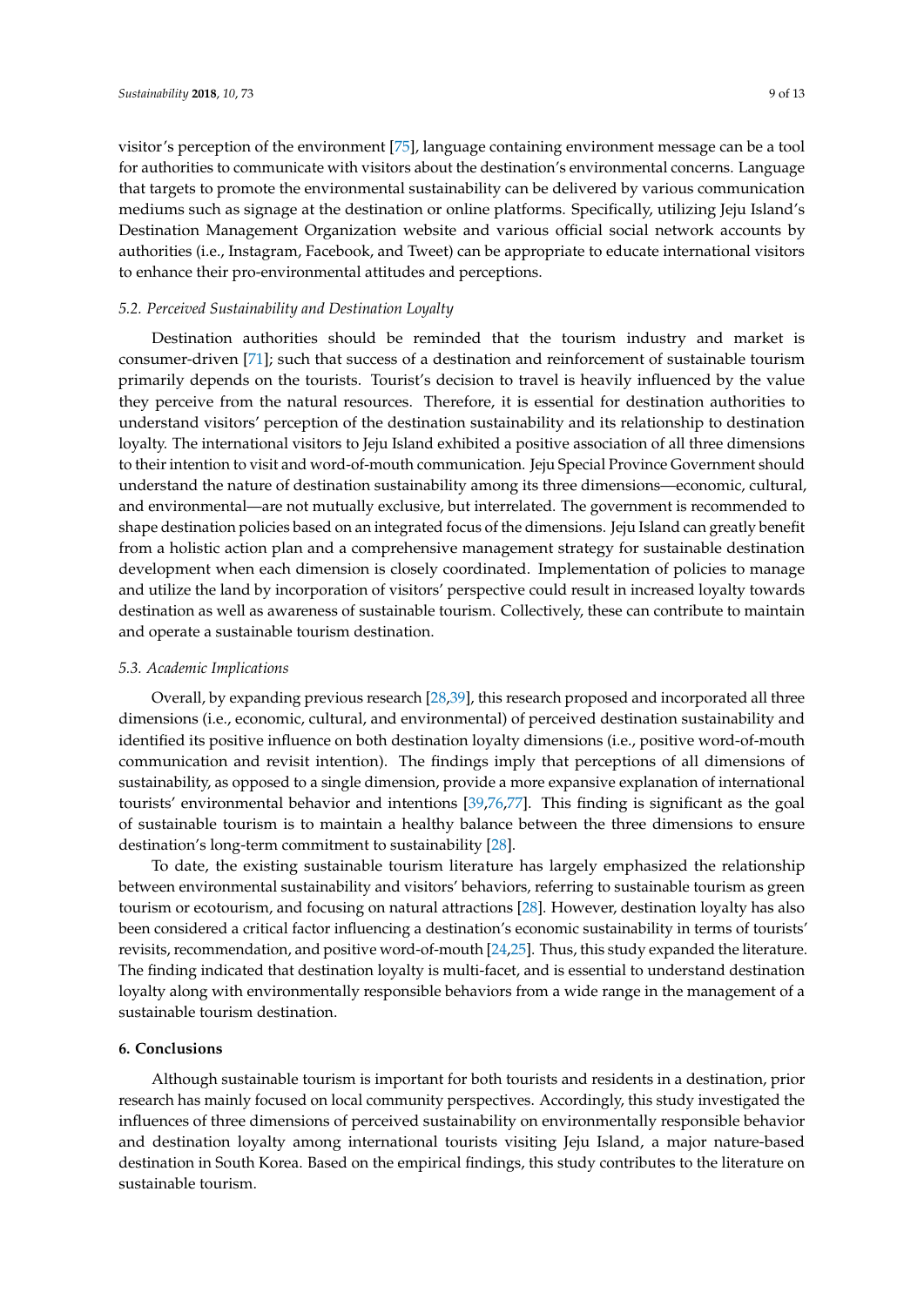visitor's perception of the environment [75], language containing environment message can be a tool for authorities to communicate with visitors about the destination's environmental concerns. Language that targets to promote the environmental sustainability can be delivered by various communication mediums such as signage at the destination or online platforms. Specifically, utilizing Jeju Island's Destination Management Organization website and various official social network accounts by authorities (i.e., Instagram, Facebook, and Tweet) can be appropriate to educate international visitors to enhance their pro-environmental attitudes and perceptions.

### *5.2. Perceived Sustainability and Destination Loyalty*

Destination authorities should be reminded that the tourism industry and market is consumer-driven [71]; such that success of a destination and reinforcement of sustainable tourism primarily depends on the tourists. Tourist's decision to travel is heavily influenced by the value they perceive from the natural resources. Therefore, it is essential for destination authorities to understand visitors' perception of the destination sustainability and its relationship to destination loyalty. The international visitors to Jeju Island exhibited a positive association of all three dimensions to their intention to visit and word-of-mouth communication. Jeju Special Province Government should understand the nature of destination sustainability among its three dimensions—economic, cultural, and environmental—are not mutually exclusive, but interrelated. The government is recommended to shape destination policies based on an integrated focus of the dimensions. Jeju Island can greatly benefit from a holistic action plan and a comprehensive management strategy for sustainable destination development when each dimension is closely coordinated. Implementation of policies to manage and utilize the land by incorporation of visitors' perspective could result in increased loyalty towards destination as well as awareness of sustainable tourism. Collectively, these can contribute to maintain and operate a sustainable tourism destination.

### *5.3. Academic Implications*

Overall, by expanding previous research [28,39], this research proposed and incorporated all three dimensions (i.e., economic, cultural, and environmental) of perceived destination sustainability and identified its positive influence on both destination loyalty dimensions (i.e., positive word-of-mouth communication and revisit intention). The findings imply that perceptions of all dimensions of sustainability, as opposed to a single dimension, provide a more expansive explanation of international tourists' environmental behavior and intentions [39,76,77]. This finding is significant as the goal of sustainable tourism is to maintain a healthy balance between the three dimensions to ensure destination's long-term commitment to sustainability [28].

To date, the existing sustainable tourism literature has largely emphasized the relationship between environmental sustainability and visitors' behaviors, referring to sustainable tourism as green tourism or ecotourism, and focusing on natural attractions [28]. However, destination loyalty has also been considered a critical factor influencing a destination's economic sustainability in terms of tourists' revisits, recommendation, and positive word-of-mouth [24,25]. Thus, this study expanded the literature. The finding indicated that destination loyalty is multi-facet, and is essential to understand destination loyalty along with environmentally responsible behaviors from a wide range in the management of a sustainable tourism destination.

## **6. Conclusions**

Although sustainable tourism is important for both tourists and residents in a destination, prior research has mainly focused on local community perspectives. Accordingly, this study investigated the influences of three dimensions of perceived sustainability on environmentally responsible behavior and destination loyalty among international tourists visiting Jeju Island, a major nature-based destination in South Korea. Based on the empirical findings, this study contributes to the literature on sustainable tourism.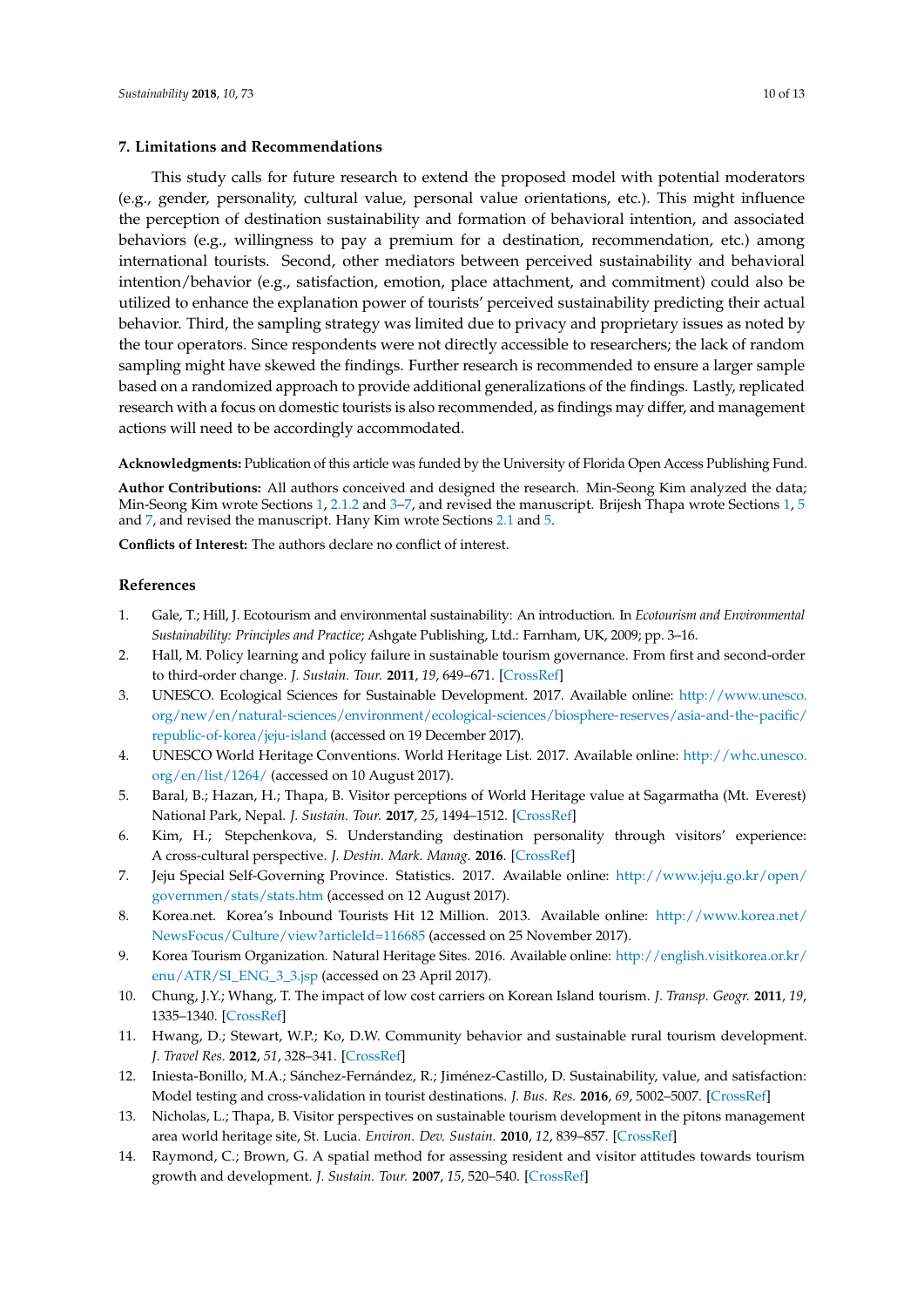## 7. Limitations and Recommendations

This study calls for future research to extend the proposed model with potential moderators (e.g., gender, personality, cultural value, personal value orientations, etc.). This might influence the perception of destination sustainability and formation of behavioral intention, and associated behaviors (e.g., willingness to pay a premium for a destination, recommendation, etc.) among international tourists. Second, other mediators between perceived sustainability and behavioral intention/behavior (e.g., satisfaction, emotion, place attachment, and commitment) could also be utilized to enhance the explanation power of tourists' perceived sustainability predicting their actual behavior. Third, the sampling strategy was limited due to privacy and proprietary issues as noted by the tour operators. Since respondents were not directly accessible to researchers; the lack of random sampling might have skewed the findings. Further research is recommended to ensure a larger sample based on a randomized approach to provide additional generalizations of the findings. Lastly, replicated research with a focus on domestic tourists is also recommended, as findings may differ, and management actions will need to be accordingly accommodated.

**Acknowledgments:** Publication of this article was funded by the University of Florida Open Access Publishing Fund.

**Author Contributions:** All authors conceived and designed the research. Min-Seong Kim analyzed the data; Min-Seong Kim wrote Sections 1, 2.1.2 and 3–7, and revised the manuscript. Brijesh Thapa wrote Sections 1, 5 and 7, and revised the manuscript. Hany Kim wrote Sections 2.1 and 5.

**Conflicts of Interest:** The authors declare no conflict of interest.

## References

1. Gale, T.; Hill, J. Ecotourism and environmental sustainability: An introduction. In *Ecotourism and Environmental Sustainability: Principles and Practice*; Ashgate Publishing, Ltd.: Farnham, UK, 2009; pp. 3–16.
2. Hall, M. Policy learning and policy failure in sustainable tourism governance. From first and second-order to third-order change. *J. Sustain. Tour.* **2011**, *19*, 649–671. [CrossRef]
3. UNESCO. Ecological Sciences for Sustainable Development. 2017. Available online: http://www.unesco.org/new/en/natural-sciences/environment/ecological-sciences/biosphere-reserves/asia-and-the-pacific/republic-of-korea/jeju-island (accessed on 19 December 2017).
4. UNESCO World Heritage Conventions. World Heritage List. 2017. Available online: http://whc.unesco.org/en/list/1264/ (accessed on 10 August 2017).
5. Baral, B.; Hazan, H.; Thapa, B. Visitor perceptions of World Heritage value at Sagarmatha (Mt. Everest) National Park, Nepal. *J. Sustain. Tour.* **2017**, *25*, 1494–1512. [CrossRef]
6. Kim, H.; Stepchenkova, S. Understanding destination personality through visitors' experience: A cross-cultural perspective. *J. Destin. Mark. Manag.* **2016**. [CrossRef]
7. Jeju Special Self-Governing Province. Statistics. 2017. Available online: http://www.jeju.go.kr/open/governmen/stats/stats.htm (accessed on 12 August 2017).
8. Korea.net. Korea's Inbound Tourists Hit 12 Million. 2013. Available online: http://www.korea.net/NewsFocus/Culture/view?articleId=116685 (accessed on 25 November 2017).
9. Korea Tourism Organization. Natural Heritage Sites. 2016. Available online: http://english.visitkorea.or.kr/enu/ATR/SI_ENG_3_3.jsp (accessed on 23 April 2017).
10. Chung, J.Y.; Whang, T. The impact of low cost carriers on Korean Island tourism. *J. Transp. Geogr.* **2011**, *19*, 1335–1340. [CrossRef]
11. Hwang, D.; Stewart, W.P.; Ko, D.W. Community behavior and sustainable rural tourism development. *J. Travel Res.* **2012**, *51*, 328–341. [CrossRef]
12. Iniesta-Bonillo, M.A.; Sánchez-Fernández, R.; Jiménez-Castillo, D. Sustainability, value, and satisfaction: Model testing and cross-validation in tourist destinations. *J. Bus. Res.* **2016**, *69*, 5002–5007. [CrossRef]
13. Nicholas, L.; Thapa, B. Visitor perspectives on sustainable tourism development in the pitons management area world heritage site, St. Lucia. *Environ. Dev. Sustain.* **2010**, *12*, 839–857. [CrossRef]
14. Raymond, C.; Brown, G. A spatial method for assessing resident and visitor attitudes towards tourism growth and development. *J. Sustain. Tour.* **2007**, *15*, 520–540. [CrossRef]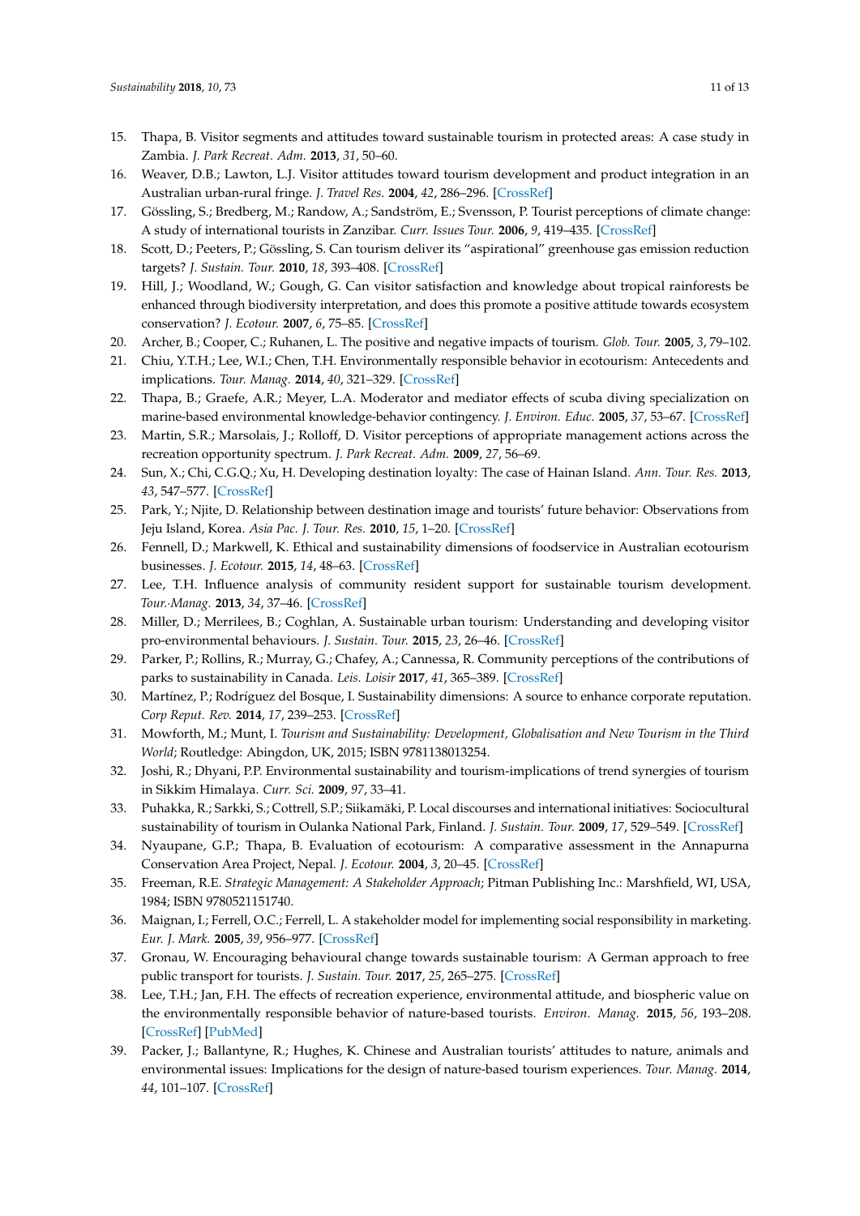15. Thapa, B. Visitor segments and attitudes toward sustainable tourism in protected areas: A case study in Zambia. *J. Park Recreat. Adm.* **2013**, *31*, 50–60.
16. Weaver, D.B.; Lawton, L.J. Visitor attitudes toward tourism development and product integration in an Australian urban-rural fringe. *J. Travel Res.* **2004**, *42*, 286–296. [CrossRef]
17. Gössling, S.; Bredberg, M.; Randow, A.; Sandström, E.; Svensson, P. Tourist perceptions of climate change: A study of international tourists in Zanzibar. *Curr. Issues Tour.* **2006**, *9*, 419–435. [CrossRef]
18. Scott, D.; Peeters, P.; Gössling, S. Can tourism deliver its "aspirational" greenhouse gas emission reduction targets? *J. Sustain. Tour.* **2010**, *18*, 393–408. [CrossRef]
19. Hill, J.; Woodland, W.; Gough, G. Can visitor satisfaction and knowledge about tropical rainforests be enhanced through biodiversity interpretation, and does this promote a positive attitude towards ecosystem conservation? *J. Ecotour.* **2007**, *6*, 75–85. [CrossRef]
20. Archer, B.; Cooper, C.; Ruhanen, L. The positive and negative impacts of tourism. *Glob. Tour.* **2005**, *3*, 79–102.
21. Chiu, Y.T.H.; Lee, W.I.; Chen, T.H. Environmentally responsible behavior in ecotourism: Antecedents and implications. *Tour. Manag.* **2014**, *40*, 321–329. [CrossRef]
22. Thapa, B.; Graefe, A.R.; Meyer, L.A. Moderator and mediator effects of scuba diving specialization on marine-based environmental knowledge-behavior contingency. *J. Environ. Educ.* **2005**, *37*, 53–67. [CrossRef]
23. Martin, S.R.; Marsolais, J.; Rolloff, D. Visitor perceptions of appropriate management actions across the recreation opportunity spectrum. *J. Park Recreat. Adm.* **2009**, *27*, 56–69.
24. Sun, X.; Chi, C.G.Q.; Xu, H. Developing destination loyalty: The case of Hainan Island. *Ann. Tour. Res.* **2013**, *43*, 547–577. [CrossRef]
25. Park, Y.; Njite, D. Relationship between destination image and tourists' future behavior: Observations from Jeju Island, Korea. *Asia Pac. J. Tour. Res.* **2010**, *15*, 1–20. [CrossRef]
26. Fennell, D.; Markwell, K. Ethical and sustainability dimensions of foodservice in Australian ecotourism businesses. *J. Ecotour.* **2015**, *14*, 48–63. [CrossRef]
27. Lee, T.H. Influence analysis of community resident support for sustainable tourism development. *Tour.·Manag.* **2013**, *34*, 37–46. [CrossRef]
28. Miller, D.; Merrilees, B.; Coghlan, A. Sustainable urban tourism: Understanding and developing visitor pro-environmental behaviours. *J. Sustain. Tour.* **2015**, *23*, 26–46. [CrossRef]
29. Parker, P.; Rollins, R.; Murray, G.; Chafey, A.; Cannessa, R. Community perceptions of the contributions of parks to sustainability in Canada. *Leis. Loisir* **2017**, *41*, 365–389. [CrossRef]
30. Martínez, P.; Rodríguez del Bosque, I. Sustainability dimensions: A source to enhance corporate reputation. *Corp Reput. Rev.* **2014**, *17*, 239–253. [CrossRef]
31. Mowforth, M.; Munt, I. *Tourism and Sustainability: Development, Globalisation and New Tourism in the Third World*; Routledge: Abingdon, UK, 2015; ISBN 9781138013254.
32. Joshi, R.; Dhyani, P.P. Environmental sustainability and tourism-implications of trend synergies of tourism in Sikkim Himalaya. *Curr. Sci.* **2009**, *97*, 33–41.
33. Puhakka, R.; Sarkki, S.; Cottrell, S.P.; Siikamäki, P. Local discourses and international initiatives: Sociocultural sustainability of tourism in Oulanka National Park, Finland. *J. Sustain. Tour.* **2009**, *17*, 529–549. [CrossRef]
34. Nyaupane, G.P.; Thapa, B. Evaluation of ecotourism: A comparative assessment in the Annapurna Conservation Area Project, Nepal. *J. Ecotour.* **2004**, *3*, 20–45. [CrossRef]
35. Freeman, R.E. *Strategic Management: A Stakeholder Approach*; Pitman Publishing Inc.: Marshfield, WI, USA, 1984; ISBN 9780521151740.
36. Maignan, I.; Ferrell, O.C.; Ferrell, L. A stakeholder model for implementing social responsibility in marketing. *Eur. J. Mark.* **2005**, *39*, 956–977. [CrossRef]
37. Gronau, W. Encouraging behavioural change towards sustainable tourism: A German approach to free public transport for tourists. *J. Sustain. Tour.* **2017**, *25*, 265–275. [CrossRef]
38. Lee, T.H.; Jan, F.H. The effects of recreation experience, environmental attitude, and biospheric value on the environmentally responsible behavior of nature-based tourists. *Environ. Manag.* **2015**, *56*, 193–208. [CrossRef] [PubMed]
39. Packer, J.; Ballantyne, R.; Hughes, K. Chinese and Australian tourists' attitudes to nature, animals and environmental issues: Implications for the design of nature-based tourism experiences. *Tour. Manag.* **2014**, *44*, 101–107. [CrossRef]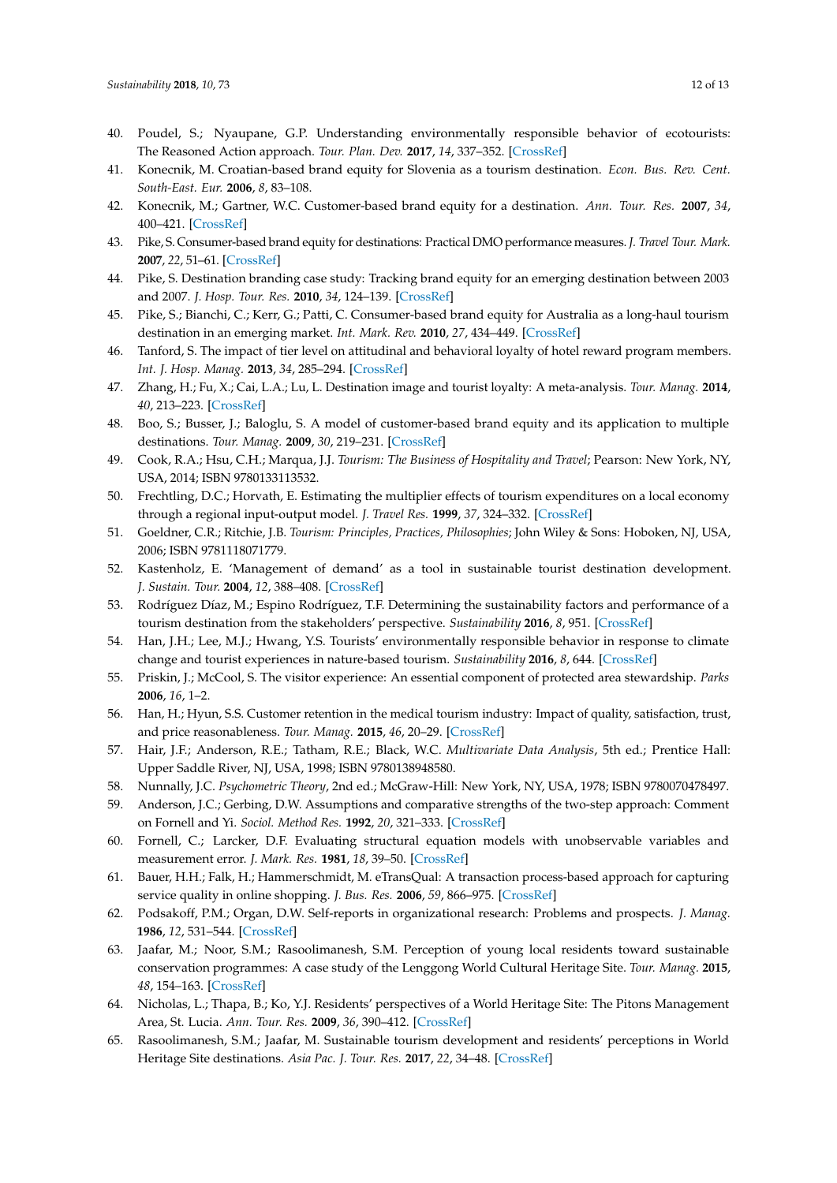40. Poudel, S.; Nyaupane, G.P. Understanding environmentally responsible behavior of ecotourists: The Reasoned Action approach. *Tour. Plan. Dev.* **2017**, *14*, 337–352. [CrossRef]
41. Konecnik, M. Croatian-based brand equity for Slovenia as a tourism destination. *Econ. Bus. Rev. Cent. South-East. Eur.* **2006**, *8*, 83–108.
42. Konecnik, M.; Gartner, W.C. Customer-based brand equity for a destination. *Ann. Tour. Res.* **2007**, *34*, 400–421. [CrossRef]
43. Pike, S. Consumer-based brand equity for destinations: Practical DMO performance measures. *J. Travel Tour. Mark.* **2007**, *22*, 51–61. [CrossRef]
44. Pike, S. Destination branding case study: Tracking brand equity for an emerging destination between 2003 and 2007. *J. Hosp. Tour. Res.* **2010**, *34*, 124–139. [CrossRef]
45. Pike, S.; Bianchi, C.; Kerr, G.; Patti, C. Consumer-based brand equity for Australia as a long-haul tourism destination in an emerging market. *Int. Mark. Rev.* **2010**, *27*, 434–449. [CrossRef]
46. Tanford, S. The impact of tier level on attitudinal and behavioral loyalty of hotel reward program members. *Int. J. Hosp. Manag.* **2013**, *34*, 285–294. [CrossRef]
47. Zhang, H.; Fu, X.; Cai, L.A.; Lu, L. Destination image and tourist loyalty: A meta-analysis. *Tour. Manag.* **2014**, *40*, 213–223. [CrossRef]
48. Boo, S.; Busser, J.; Baloglu, S. A model of customer-based brand equity and its application to multiple destinations. *Tour. Manag.* **2009**, *30*, 219–231. [CrossRef]
49. Cook, R.A.; Hsu, C.H.; Marqua, J.J. *Tourism: The Business of Hospitality and Travel*; Pearson: New York, NY, USA, 2014; ISBN 9780133113532.
50. Frechtling, D.C.; Horvath, E. Estimating the multiplier effects of tourism expenditures on a local economy through a regional input-output model. *J. Travel Res.* **1999**, *37*, 324–332. [CrossRef]
51. Goeldner, C.R.; Ritchie, J.B. *Tourism: Principles, Practices, Philosophies*; John Wiley & Sons: Hoboken, NJ, USA, 2006; ISBN 9781118071779.
52. Kastenholz, E. 'Management of demand' as a tool in sustainable tourist destination development. *J. Sustain. Tour.* **2004**, *12*, 388–408. [CrossRef]
53. Rodríguez Díaz, M.; Espino Rodríguez, T.F. Determining the sustainability factors and performance of a tourism destination from the stakeholders' perspective. *Sustainability* **2016**, *8*, 951. [CrossRef]
54. Han, J.H.; Lee, M.J.; Hwang, Y.S. Tourists' environmentally responsible behavior in response to climate change and tourist experiences in nature-based tourism. *Sustainability* **2016**, *8*, 644. [CrossRef]
55. Priskin, J.; McCool, S. The visitor experience: An essential component of protected area stewardship. *Parks* **2006**, *16*, 1–2.
56. Han, H.; Hyun, S.S. Customer retention in the medical tourism industry: Impact of quality, satisfaction, trust, and price reasonableness. *Tour. Manag.* **2015**, *46*, 20–29. [CrossRef]
57. Hair, J.F.; Anderson, R.E.; Tatham, R.E.; Black, W.C. *Multivariate Data Analysis*, 5th ed.; Prentice Hall: Upper Saddle River, NJ, USA, 1998; ISBN 9780138948580.
58. Nunnally, J.C. *Psychometric Theory*, 2nd ed.; McGraw-Hill: New York, NY, USA, 1978; ISBN 9780070478497.
59. Anderson, J.C.; Gerbing, D.W. Assumptions and comparative strengths of the two-step approach: Comment on Fornell and Yi. *Sociol. Method Res.* **1992**, *20*, 321–333. [CrossRef]
60. Fornell, C.; Larcker, D.F. Evaluating structural equation models with unobservable variables and measurement error. *J. Mark. Res.* **1981**, *18*, 39–50. [CrossRef]
61. Bauer, H.H.; Falk, H.; Hammerschmidt, M. eTransQual: A transaction process-based approach for capturing service quality in online shopping. *J. Bus. Res.* **2006**, *59*, 866–975. [CrossRef]
62. Podsakoff, P.M.; Organ, D.W. Self-reports in organizational research: Problems and prospects. *J. Manag.* **1986**, *12*, 531–544. [CrossRef]
63. Jaafar, M.; Noor, S.M.; Rasoolimanesh, S.M. Perception of young local residents toward sustainable conservation programmes: A case study of the Lenggong World Cultural Heritage Site. *Tour. Manag.* **2015**, *48*, 154–163. [CrossRef]
64. Nicholas, L.; Thapa, B.; Ko, Y.J. Residents' perspectives of a World Heritage Site: The Pitons Management Area, St. Lucia. *Ann. Tour. Res.* **2009**, *36*, 390–412. [CrossRef]
65. Rasoolimanesh, S.M.; Jaafar, M. Sustainable tourism development and residents' perceptions in World Heritage Site destinations. *Asia Pac. J. Tour. Res.* **2017**, *22*, 34–48. [CrossRef]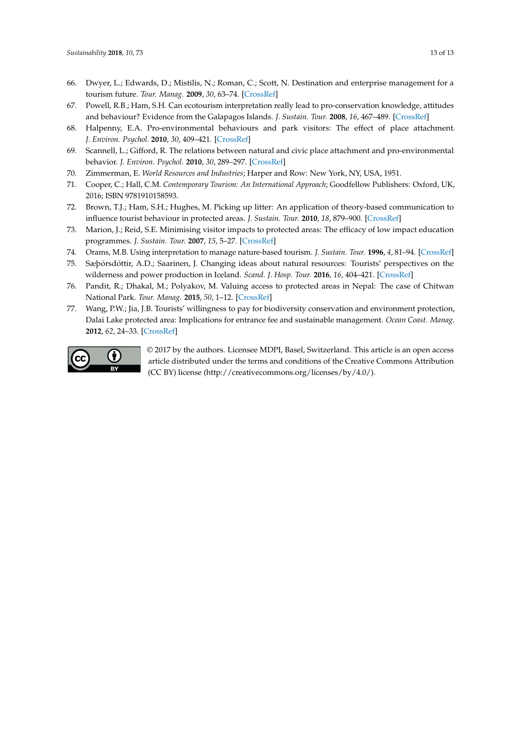66. Dwyer, L.; Edwards, D.; Mistilis, N.; Roman, C.; Scott, N. Destination and enterprise management for a tourism future. *Tour. Manag.* **2009**, *30*, 63–74. [CrossRef]
67. Powell, R.B.; Ham, S.H. Can ecotourism interpretation really lead to pro-conservation knowledge, attitudes and behaviour? Evidence from the Galapagos Islands. *J. Sustain. Tour.* **2008**, *16*, 467–489. [CrossRef]
68. Halpenny, E.A. Pro-environmental behaviours and park visitors: The effect of place attachment. *J. Environ. Psychol.* **2010**, *30*, 409–421. [CrossRef]
69. Scannell, L.; Gifford, R. The relations between natural and civic place attachment and pro-environmental behavior. *J. Environ. Psychol.* **2010**, *30*, 289–297. [CrossRef]
70. Zimmerman, E. *World Resources and Industries*; Harper and Row: New York, NY, USA, 1951.
71. Cooper, C.; Hall, C.M. *Contemporary Tourism: An International Approach*; Goodfellow Publishers: Oxford, UK, 2016; ISBN 9781910158593.
72. Brown, T.J.; Ham, S.H.; Hughes, M. Picking up litter: An application of theory-based communication to influence tourist behaviour in protected areas. *J. Sustain. Tour.* **2010**, *18*, 879–900. [CrossRef]
73. Marion, J.; Reid, S.E. Minimising visitor impacts to protected areas: The efficacy of low impact education programmes. *J. Sustain. Tour.* **2007**, *15*, 5–27. [CrossRef]
74. Orams, M.B. Using interpretation to manage nature-based tourism. *J. Sustain. Tour.* **1996**, *4*, 81–94. [CrossRef]
75. Sæþórsdóttir, A.D.; Saarinen, J. Changing ideas about natural resources: Tourists' perspectives on the wilderness and power production in Iceland. *Scand. J. Hosp. Tour.* **2016**, *16*, 404–421. [CrossRef]
76. Pandit, R.; Dhakal, M.; Polyakov, M. Valuing access to protected areas in Nepal: The case of Chitwan National Park. *Tour. Manag.* **2015**, *50*, 1–12. [CrossRef]
77. Wang, P.W.; Jia, J.B. Tourists' willingness to pay for biodiversity conservation and environment protection, Dalai Lake protected area: Implications for entrance fee and sustainable management. *Ocean Coast. Manag.* **2012**, *62*, 24–33. [CrossRef]

© 2017 by the authors. Licensee MDPI, Basel, Switzerland. This article is an open access article distributed under the terms and conditions of the Creative Commons Attribution (CC BY) license (http://creativecommons.org/licenses/by/4.0/).